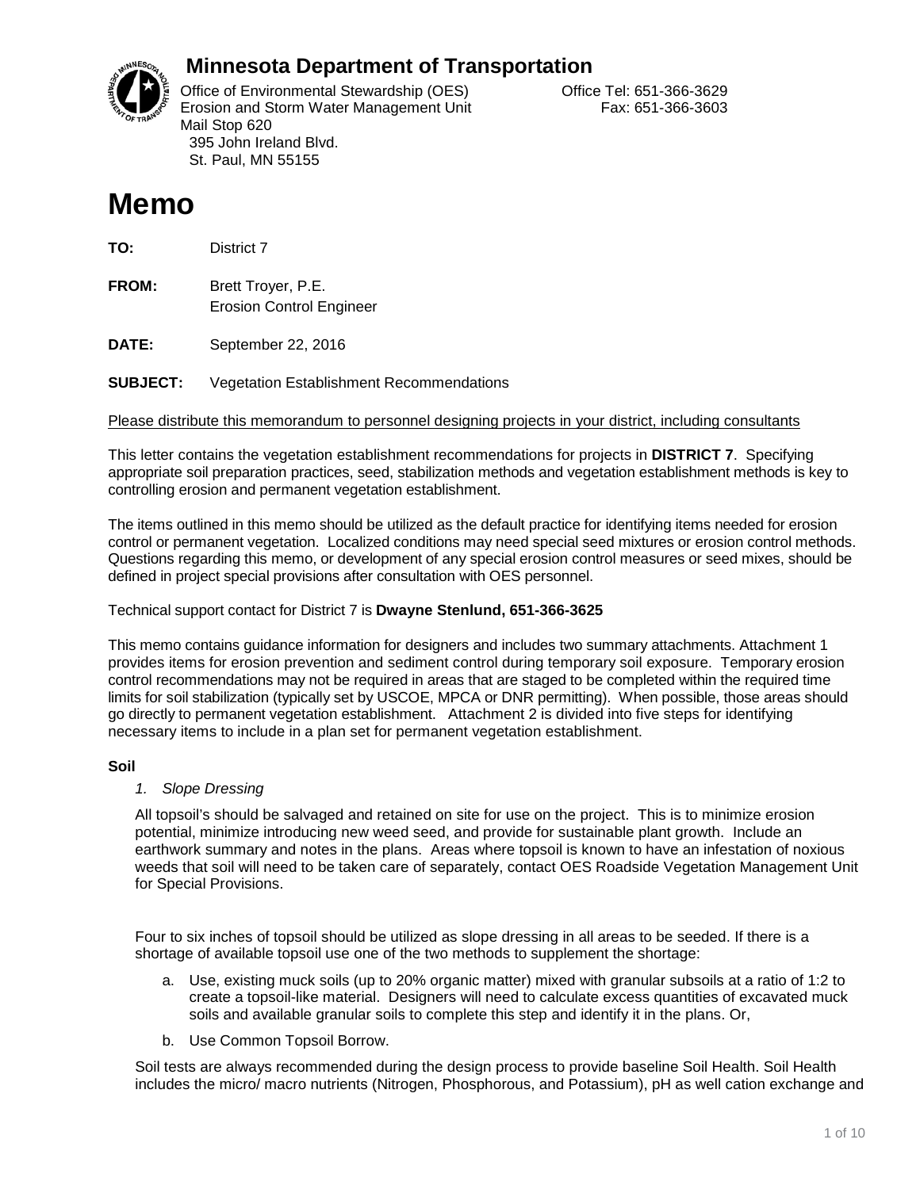## Minnesota Department of Transportation

Office of Environmental Stewardship (OES)
Erosion and Storm Water Management Unit
Mail Stop 620
395 John Ireland Blvd.
St. Paul, MN 55155

Office Tel: 651-366-3629
Fax: 651-366-3603

# Memo

**TO:** District 7

**FROM:** Brett Troyer, P.E.
Erosion Control Engineer

**DATE:** September 22, 2016

**SUBJECT:** Vegetation Establishment Recommendations

Please distribute this memorandum to personnel designing projects in your district, including consultants

This letter contains the vegetation establishment recommendations for projects in **DISTRICT 7**. Specifying appropriate soil preparation practices, seed, stabilization methods and vegetation establishment methods is key to controlling erosion and permanent vegetation establishment.

The items outlined in this memo should be utilized as the default practice for identifying items needed for erosion control or permanent vegetation. Localized conditions may need special seed mixtures or erosion control methods. Questions regarding this memo, or development of any special erosion control measures or seed mixes, should be defined in project special provisions after consultation with OES personnel.

Technical support contact for District 7 is **Dwayne Stenlund, 651-366-3625**

This memo contains guidance information for designers and includes two summary attachments. Attachment 1 provides items for erosion prevention and sediment control during temporary soil exposure. Temporary erosion control recommendations may not be required in areas that are staged to be completed within the required time limits for soil stabilization (typically set by USCOE, MPCA or DNR permitting). When possible, those areas should go directly to permanent vegetation establishment. Attachment 2 is divided into five steps for identifying necessary items to include in a plan set for permanent vegetation establishment.

### Soil

1. *Slope Dressing*

All topsoil's should be salvaged and retained on site for use on the project. This is to minimize erosion potential, minimize introducing new weed seed, and provide for sustainable plant growth. Include an earthwork summary and notes in the plans. Areas where topsoil is known to have an infestation of noxious weeds that soil will need to be taken care of separately, contact OES Roadside Vegetation Management Unit for Special Provisions.

Four to six inches of topsoil should be utilized as slope dressing in all areas to be seeded. If there is a shortage of available topsoil use one of the two methods to supplement the shortage:

a. Use, existing muck soils (up to 20% organic matter) mixed with granular subsoils at a ratio of 1:2 to create a topsoil-like material. Designers will need to calculate excess quantities of excavated muck soils and available granular soils to complete this step and identify it in the plans. Or,

b. Use Common Topsoil Borrow.

Soil tests are always recommended during the design process to provide baseline Soil Health. Soil Health includes the micro/ macro nutrients (Nitrogen, Phosphorous, and Potassium), pH as well cation exchange and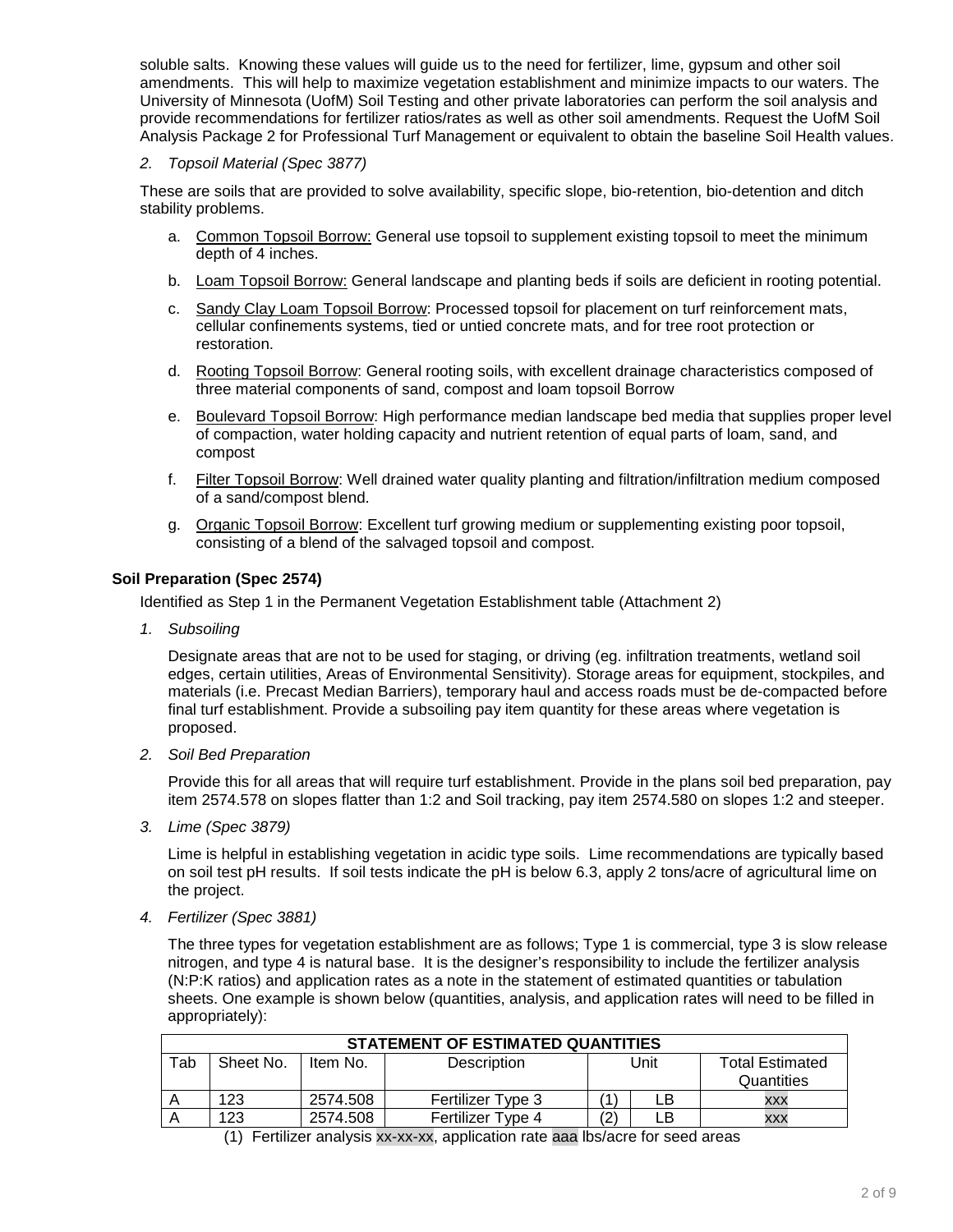soluble salts. Knowing these values will guide us to the need for fertilizer, lime, gypsum and other soil amendments. This will help to maximize vegetation establishment and minimize impacts to our waters. The University of Minnesota (UofM) Soil Testing and other private laboratories can perform the soil analysis and provide recommendations for fertilizer ratios/rates as well as other soil amendments. Request the UofM Soil Analysis Package 2 for Professional Turf Management or equivalent to obtain the baseline Soil Health values.

2. *Topsoil Material (Spec 3877)*

These are soils that are provided to solve availability, specific slope, bio-retention, bio-detention and ditch stability problems.

a. Common Topsoil Borrow: General use topsoil to supplement existing topsoil to meet the minimum depth of 4 inches.

b. Loam Topsoil Borrow: General landscape and planting beds if soils are deficient in rooting potential.

c. Sandy Clay Loam Topsoil Borrow: Processed topsoil for placement on turf reinforcement mats, cellular confinements systems, tied or untied concrete mats, and for tree root protection or restoration.

d. Rooting Topsoil Borrow: General rooting soils, with excellent drainage characteristics composed of three material components of sand, compost and loam topsoil Borrow

e. Boulevard Topsoil Borrow: High performance median landscape bed media that supplies proper level of compaction, water holding capacity and nutrient retention of equal parts of loam, sand, and compost

f. Filter Topsoil Borrow: Well drained water quality planting and filtration/infiltration medium composed of a sand/compost blend.

g. Organic Topsoil Borrow: Excellent turf growing medium or supplementing existing poor topsoil, consisting of a blend of the salvaged topsoil and compost.

### Soil Preparation (Spec 2574)

Identified as Step 1 in the Permanent Vegetation Establishment table (Attachment 2)

1. *Subsoiling*

Designate areas that are not to be used for staging, or driving (eg. infiltration treatments, wetland soil edges, certain utilities, Areas of Environmental Sensitivity). Storage areas for equipment, stockpiles, and materials (i.e. Precast Median Barriers), temporary haul and access roads must be de-compacted before final turf establishment. Provide a subsoiling pay item quantity for these areas where vegetation is proposed.

2. *Soil Bed Preparation*

Provide this for all areas that will require turf establishment. Provide in the plans soil bed preparation, pay item 2574.578 on slopes flatter than 1:2 and Soil tracking, pay item 2574.580 on slopes 1:2 and steeper.

3. *Lime (Spec 3879)*

Lime is helpful in establishing vegetation in acidic type soils. Lime recommendations are typically based on soil test pH results. If soil tests indicate the pH is below 6.3, apply 2 tons/acre of agricultural lime on the project.

4. *Fertilizer (Spec 3881)*

The three types for vegetation establishment are as follows; Type 1 is commercial, type 3 is slow release nitrogen, and type 4 is natural base. It is the designer's responsibility to include the fertilizer analysis (N:P:K ratios) and application rates as a note in the statement of estimated quantities or tabulation sheets. One example is shown below (quantities, analysis, and application rates will need to be filled in appropriately):

| STATEMENT OF ESTIMATED QUANTITIES | | | | | | |
|---|---|---|---|---|---|---|
| Tab | Sheet No. | Item No. | Description | Unit | | Total Estimated Quantities |
| A | 123 | 2574.508 | Fertilizer Type 3 | (1) | LB | xxx |
| A | 123 | 2574.508 | Fertilizer Type 4 | (2) | LB | xxx |

(1) Fertilizer analysis xx-xx-xx, application rate aaa lbs/acre for seed areas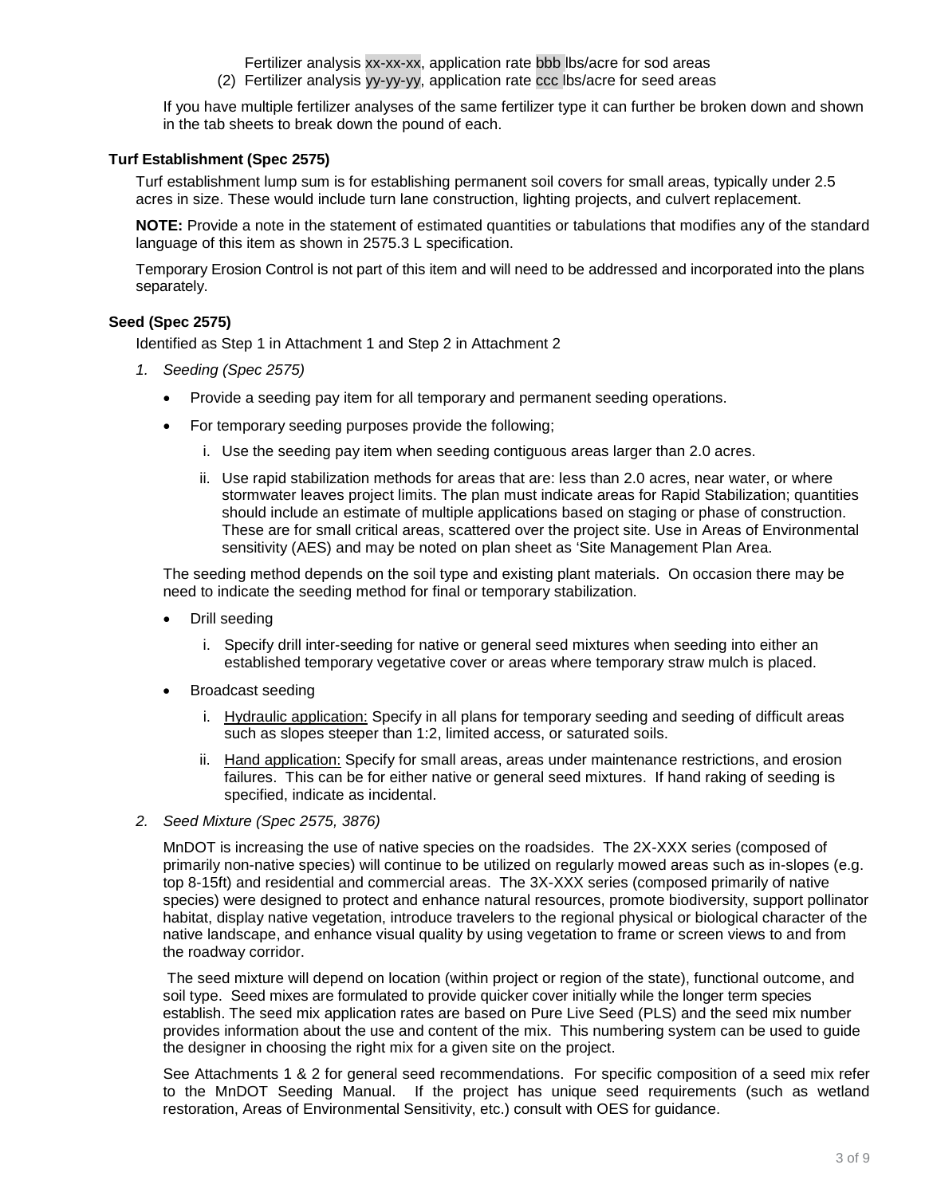Fertilizer analysis xx-xx-xx, application rate bbb lbs/acre for sod areas

(2) Fertilizer analysis yy-yy-yy, application rate ccc lbs/acre for seed areas

If you have multiple fertilizer analyses of the same fertilizer type it can further be broken down and shown in the tab sheets to break down the pound of each.

### Turf Establishment (Spec 2575)

Turf establishment lump sum is for establishing permanent soil covers for small areas, typically under 2.5 acres in size. These would include turn lane construction, lighting projects, and culvert replacement.

**NOTE:** Provide a note in the statement of estimated quantities or tabulations that modifies any of the standard language of this item as shown in 2575.3 L specification.

Temporary Erosion Control is not part of this item and will need to be addressed and incorporated into the plans separately.

### Seed (Spec 2575)

Identified as Step 1 in Attachment 1 and Step 2 in Attachment 2

1. *Seeding (Spec 2575)*

   - Provide a seeding pay item for all temporary and permanent seeding operations.
   - For temporary seeding purposes provide the following;
     1. Use the seeding pay item when seeding contiguous areas larger than 2.0 acres.
     2. Use rapid stabilization methods for areas that are: less than 2.0 acres, near water, or where stormwater leaves project limits. The plan must indicate areas for Rapid Stabilization; quantities should include an estimate of multiple applications based on staging or phase of construction. These are for small critical areas, scattered over the project site. Use in Areas of Environmental sensitivity (AES) and may be noted on plan sheet as 'Site Management Plan Area.

   The seeding method depends on the soil type and existing plant materials. On occasion there may be need to indicate the seeding method for final or temporary stabilization.

   - Drill seeding
     1. Specify drill inter-seeding for native or general seed mixtures when seeding into either an established temporary vegetative cover or areas where temporary straw mulch is placed.
   - Broadcast seeding
     1. Hydraulic application: Specify in all plans for temporary seeding and seeding of difficult areas such as slopes steeper than 1:2, limited access, or saturated soils.
     2. Hand application: Specify for small areas, areas under maintenance restrictions, and erosion failures. This can be for either native or general seed mixtures. If hand raking of seeding is specified, indicate as incidental.

2. *Seed Mixture (Spec 2575, 3876)*

   MnDOT is increasing the use of native species on the roadsides. The 2X-XXX series (composed of primarily non-native species) will continue to be utilized on regularly mowed areas such as in-slopes (e.g. top 8-15ft) and residential and commercial areas. The 3X-XXX series (composed primarily of native species) were designed to protect and enhance natural resources, promote biodiversity, support pollinator habitat, display native vegetation, introduce travelers to the regional physical or biological character of the native landscape, and enhance visual quality by using vegetation to frame or screen views to and from the roadway corridor.

   The seed mixture will depend on location (within project or region of the state), functional outcome, and soil type. Seed mixes are formulated to provide quicker cover initially while the longer term species establish. The seed mix application rates are based on Pure Live Seed (PLS) and the seed mix number provides information about the use and content of the mix. This numbering system can be used to guide the designer in choosing the right mix for a given site on the project.

   See Attachments 1 & 2 for general seed recommendations. For specific composition of a seed mix refer to the MnDOT Seeding Manual. If the project has unique seed requirements (such as wetland restoration, Areas of Environmental Sensitivity, etc.) consult with OES for guidance.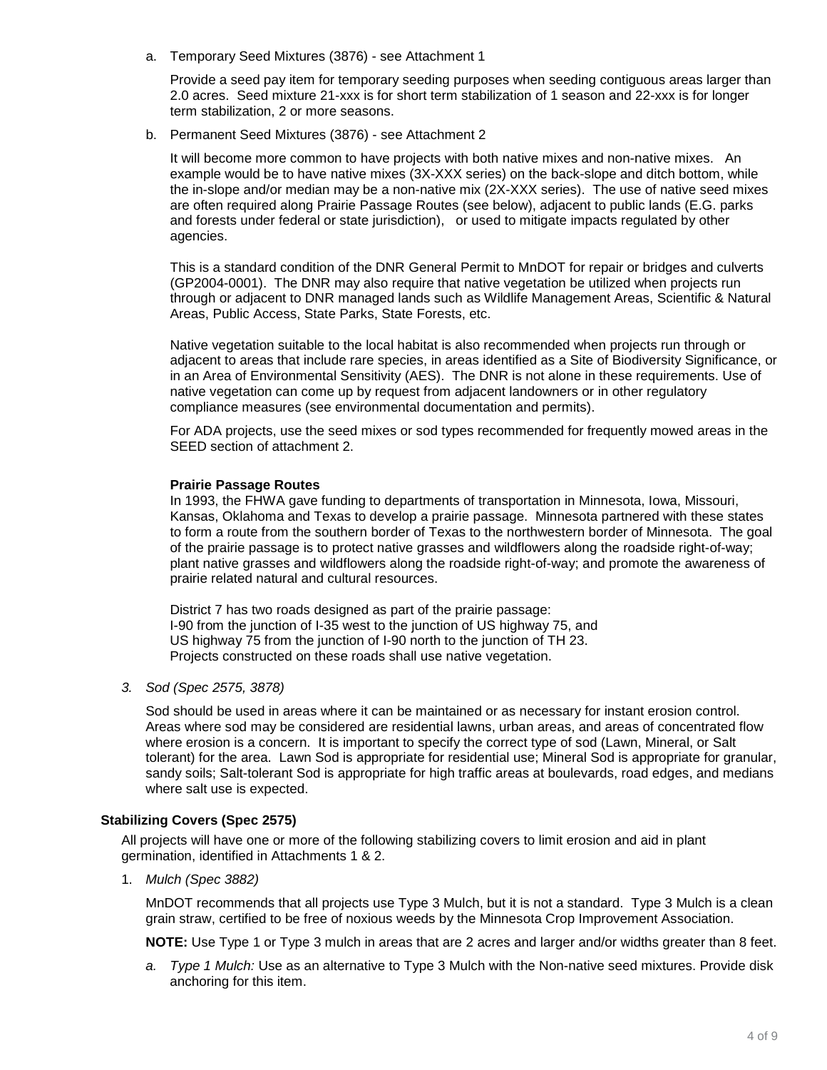a. Temporary Seed Mixtures (3876) - see Attachment 1

   Provide a seed pay item for temporary seeding purposes when seeding contiguous areas larger than 2.0 acres. Seed mixture 21-xxx is for short term stabilization of 1 season and 22-xxx is for longer term stabilization, 2 or more seasons.

b. Permanent Seed Mixtures (3876) - see Attachment 2

   It will become more common to have projects with both native mixes and non-native mixes. An example would be to have native mixes (3X-XXX series) on the back-slope and ditch bottom, while the in-slope and/or median may be a non-native mix (2X-XXX series). The use of native seed mixes are often required along Prairie Passage Routes (see below), adjacent to public lands (E.G. parks and forests under federal or state jurisdiction), or used to mitigate impacts regulated by other agencies.

   This is a standard condition of the DNR General Permit to MnDOT for repair or bridges and culverts (GP2004-0001). The DNR may also require that native vegetation be utilized when projects run through or adjacent to DNR managed lands such as Wildlife Management Areas, Scientific & Natural Areas, Public Access, State Parks, State Forests, etc.

   Native vegetation suitable to the local habitat is also recommended when projects run through or adjacent to areas that include rare species, in areas identified as a Site of Biodiversity Significance, or in an Area of Environmental Sensitivity (AES). The DNR is not alone in these requirements. Use of native vegetation can come up by request from adjacent landowners or in other regulatory compliance measures (see environmental documentation and permits).

   For ADA projects, use the seed mixes or sod types recommended for frequently mowed areas in the SEED section of attachment 2.

   **Prairie Passage Routes**

   In 1993, the FHWA gave funding to departments of transportation in Minnesota, Iowa, Missouri, Kansas, Oklahoma and Texas to develop a prairie passage. Minnesota partnered with these states to form a route from the southern border of Texas to the northwestern border of Minnesota. The goal of the prairie passage is to protect native grasses and wildflowers along the roadside right-of-way; plant native grasses and wildflowers along the roadside right-of-way; and promote the awareness of prairie related natural and cultural resources.

   District 7 has two roads designed as part of the prairie passage:
   I-90 from the junction of I-35 west to the junction of US highway 75, and
   US highway 75 from the junction of I-90 north to the junction of TH 23.
   Projects constructed on these roads shall use native vegetation.

3. *Sod (Spec 2575, 3878)*

   Sod should be used in areas where it can be maintained or as necessary for instant erosion control. Areas where sod may be considered are residential lawns, urban areas, and areas of concentrated flow where erosion is a concern. It is important to specify the correct type of sod (Lawn, Mineral, or Salt tolerant) for the area. Lawn Sod is appropriate for residential use; Mineral Sod is appropriate for granular, sandy soils; Salt-tolerant Sod is appropriate for high traffic areas at boulevards, road edges, and medians where salt use is expected.

**Stabilizing Covers (Spec 2575)**

All projects will have one or more of the following stabilizing covers to limit erosion and aid in plant germination, identified in Attachments 1 & 2.

1. *Mulch (Spec 3882)*

   MnDOT recommends that all projects use Type 3 Mulch, but it is not a standard. Type 3 Mulch is a clean grain straw, certified to be free of noxious weeds by the Minnesota Crop Improvement Association.

   **NOTE:** Use Type 1 or Type 3 mulch in areas that are 2 acres and larger and/or widths greater than 8 feet.

   a. *Type 1 Mulch:* Use as an alternative to Type 3 Mulch with the Non-native seed mixtures. Provide disk anchoring for this item.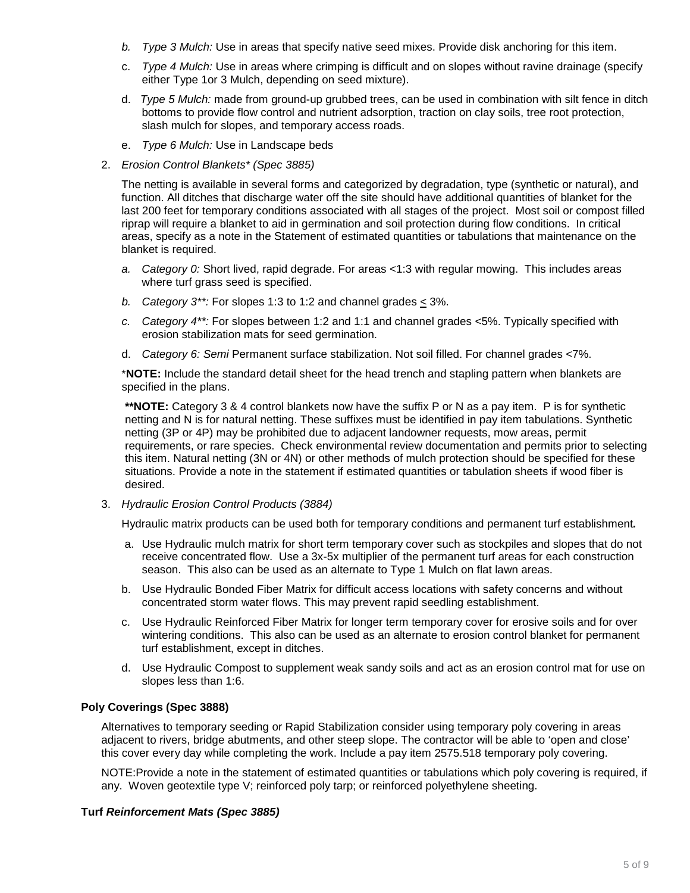b. *Type 3 Mulch:* Use in areas that specify native seed mixes. Provide disk anchoring for this item.

   c. *Type 4 Mulch:* Use in areas where crimping is difficult and on slopes without ravine drainage (specify either Type 1or 3 Mulch, depending on seed mixture).

   d. *Type 5 Mulch:* made from ground-up grubbed trees, can be used in combination with silt fence in ditch bottoms to provide flow control and nutrient adsorption, traction on clay soils, tree root protection, slash mulch for slopes, and temporary access roads.

   e. *Type 6 Mulch:* Use in Landscape beds

2. *Erosion Control Blankets\* (Spec 3885)*

   The netting is available in several forms and categorized by degradation, type (synthetic or natural), and function. All ditches that discharge water off the site should have additional quantities of blanket for the last 200 feet for temporary conditions associated with all stages of the project. Most soil or compost filled riprap will require a blanket to aid in germination and soil protection during flow conditions. In critical areas, specify as a note in the Statement of estimated quantities or tabulations that maintenance on the blanket is required.

   a. *Category 0:* Short lived, rapid degrade. For areas <1:3 with regular mowing. This includes areas where turf grass seed is specified.

   b. *Category 3\*\*:* For slopes 1:3 to 1:2 and channel grades ≤ 3%.

   c. *Category 4\*\*:* For slopes between 1:2 and 1:1 and channel grades <5%. Typically specified with erosion stabilization mats for seed germination.

   d. *Category 6: Semi* Permanent surface stabilization. Not soil filled. For channel grades <7%.

   \***NOTE:** Include the standard detail sheet for the head trench and stapling pattern when blankets are specified in the plans.

   **\*\*NOTE:** Category 3 & 4 control blankets now have the suffix P or N as a pay item. P is for synthetic netting and N is for natural netting. These suffixes must be identified in pay item tabulations. Synthetic netting (3P or 4P) may be prohibited due to adjacent landowner requests, mow areas, permit requirements, or rare species. Check environmental review documentation and permits prior to selecting this item. Natural netting (3N or 4N) or other methods of mulch protection should be specified for these situations. Provide a note in the statement if estimated quantities or tabulation sheets if wood fiber is desired.

3. *Hydraulic Erosion Control Products (3884)*

   Hydraulic matrix products can be used both for temporary conditions and permanent turf establishment***.***

   a. Use Hydraulic mulch matrix for short term temporary cover such as stockpiles and slopes that do not receive concentrated flow. Use a 3x-5x multiplier of the permanent turf areas for each construction season. This also can be used as an alternate to Type 1 Mulch on flat lawn areas.

   b. Use Hydraulic Bonded Fiber Matrix for difficult access locations with safety concerns and without concentrated storm water flows. This may prevent rapid seedling establishment.

   c. Use Hydraulic Reinforced Fiber Matrix for longer term temporary cover for erosive soils and for over wintering conditions. This also can be used as an alternate to erosion control blanket for permanent turf establishment, except in ditches.

   d. Use Hydraulic Compost to supplement weak sandy soils and act as an erosion control mat for use on slopes less than 1:6.

**Poly Coverings (Spec 3888)**

Alternatives to temporary seeding or Rapid Stabilization consider using temporary poly covering in areas adjacent to rivers, bridge abutments, and other steep slope. The contractor will be able to 'open and close' this cover every day while completing the work. Include a pay item 2575.518 temporary poly covering.

NOTE:Provide a note in the statement of estimated quantities or tabulations which poly covering is required, if any. Woven geotextile type V; reinforced poly tarp; or reinforced polyethylene sheeting.

**Turf *Reinforcement Mats (Spec 3885)***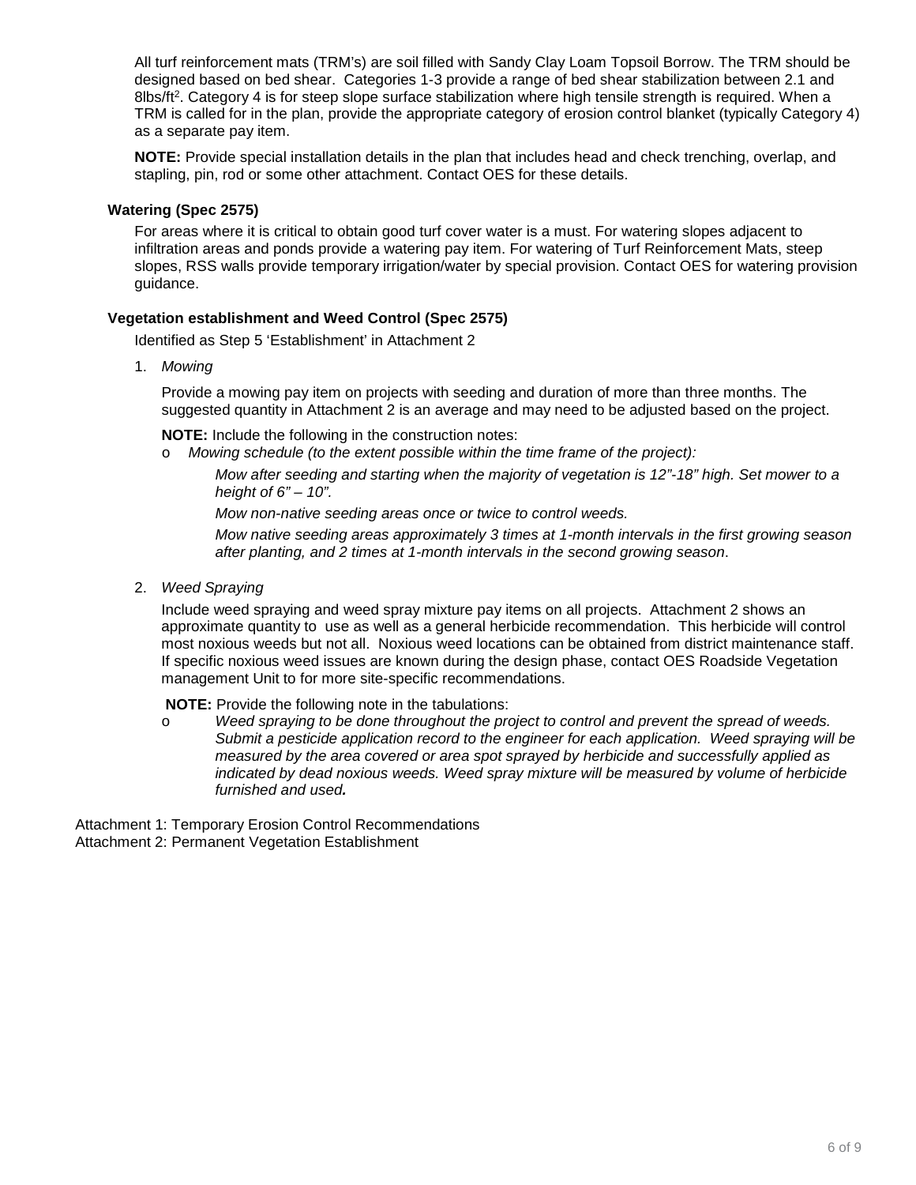All turf reinforcement mats (TRM's) are soil filled with Sandy Clay Loam Topsoil Borrow. The TRM should be designed based on bed shear. Categories 1-3 provide a range of bed shear stabilization between 2.1 and 8lbs/ft$^2$. Category 4 is for steep slope surface stabilization where high tensile strength is required. When a TRM is called for in the plan, provide the appropriate category of erosion control blanket (typically Category 4) as a separate pay item.

**NOTE:** Provide special installation details in the plan that includes head and check trenching, overlap, and stapling, pin, rod or some other attachment. Contact OES for these details.

### Watering (Spec 2575)

For areas where it is critical to obtain good turf cover water is a must. For watering slopes adjacent to infiltration areas and ponds provide a watering pay item. For watering of Turf Reinforcement Mats, steep slopes, RSS walls provide temporary irrigation/water by special provision. Contact OES for watering provision guidance.

### Vegetation establishment and Weed Control (Spec 2575)

Identified as Step 5 'Establishment' in Attachment 2

1. *Mowing*

   Provide a mowing pay item on projects with seeding and duration of more than three months. The suggested quantity in Attachment 2 is an average and may need to be adjusted based on the project.

   **NOTE:** Include the following in the construction notes:

   - *Mowing schedule (to the extent possible within the time frame of the project):*

     *Mow after seeding and starting when the majority of vegetation is 12"-18" high. Set mower to a height of 6" – 10".*

     *Mow non-native seeding areas once or twice to control weeds.*

     *Mow native seeding areas approximately 3 times at 1-month intervals in the first growing season after planting, and 2 times at 1-month intervals in the second growing season*.

2. *Weed Spraying*

   Include weed spraying and weed spray mixture pay items on all projects. Attachment 2 shows an approximate quantity to use as well as a general herbicide recommendation. This herbicide will control most noxious weeds but not all. Noxious weed locations can be obtained from district maintenance staff. If specific noxious weed issues are known during the design phase, contact OES Roadside Vegetation management Unit to for more site-specific recommendations.

   **NOTE:** Provide the following note in the tabulations:

   - *Weed spraying to be done throughout the project to control and prevent the spread of weeds. Submit a pesticide application record to the engineer for each application. Weed spraying will be measured by the area covered or area spot sprayed by herbicide and successfully applied as indicated by dead noxious weeds. Weed spray mixture will be measured by volume of herbicide furnished and used**.***

Attachment 1: Temporary Erosion Control Recommendations

Attachment 2: Permanent Vegetation Establishment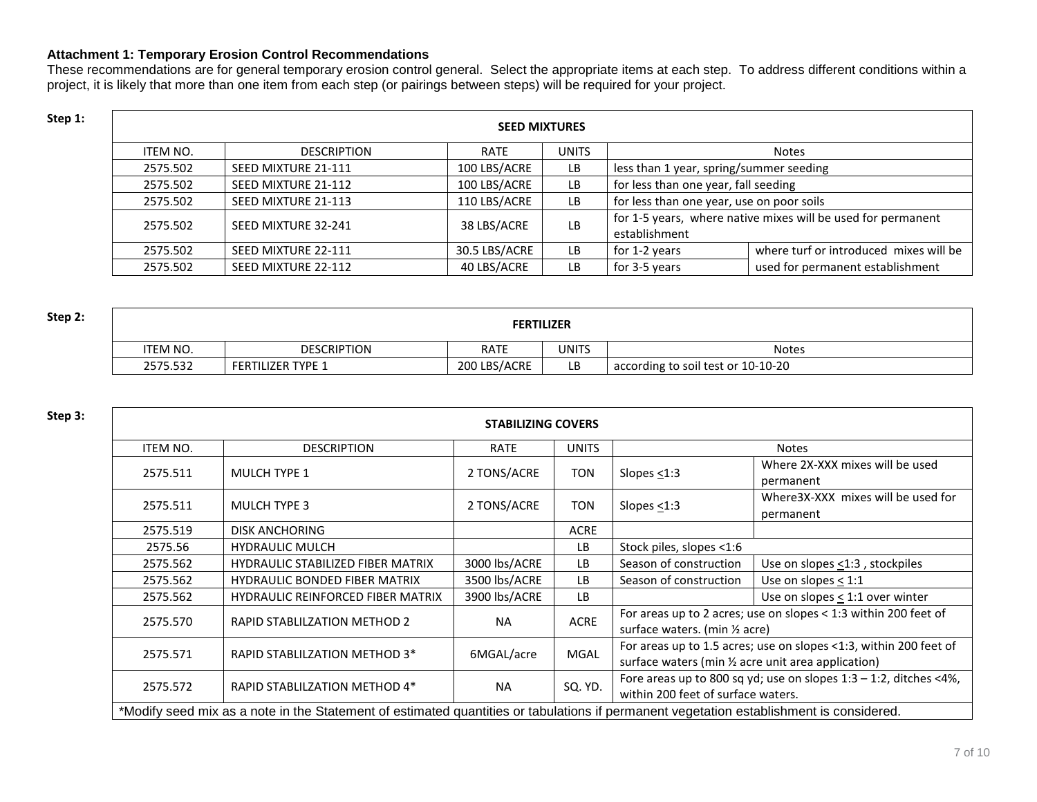**Attachment 1: Temporary Erosion Control Recommendations**

These recommendations are for general temporary erosion control general. Select the appropriate items at each step. To address different conditions within a project, it is likely that more than one item from each step (or pairings between steps) will be required for your project.

**Step 1:**

| SEED MIXTURES | | | | | |
|---|---|---|---|---|---|
| ITEM NO. | DESCRIPTION | RATE | UNITS | Notes | |
| 2575.502 | SEED MIXTURE 21-111 | 100 LBS/ACRE | LB | less than 1 year, spring/summer seeding | |
| 2575.502 | SEED MIXTURE 21-112 | 100 LBS/ACRE | LB | for less than one year, fall seeding | |
| 2575.502 | SEED MIXTURE 21-113 | 110 LBS/ACRE | LB | for less than one year, use on poor soils | |
| 2575.502 | SEED MIXTURE 32-241 | 38 LBS/ACRE | LB | for 1-5 years, where native mixes will be used for permanent establishment | |
| 2575.502 | SEED MIXTURE 22-111 | 30.5 LBS/ACRE | LB | for 1-2 years | where turf or introduced mixes will be used for permanent establishment |
| 2575.502 | SEED MIXTURE 22-112 | 40 LBS/ACRE | LB | for 3-5 years | |

**Step 2:**

| FERTILIZER | | | | |
|---|---|---|---|---|
| ITEM NO. | DESCRIPTION | RATE | UNITS | Notes |
| 2575.532 | FERTILIZER TYPE 1 | 200 LBS/ACRE | LB | according to soil test or 10-10-20 |

**Step 3:**

| STABILIZING COVERS | | | | | |
|---|---|---|---|---|---|
| ITEM NO. | DESCRIPTION | RATE | UNITS | Notes | |
| 2575.511 | MULCH TYPE 1 | 2 TONS/ACRE | TON | Slopes <u><</u>1:3 | Where 2X-XXX mixes will be used permanent |
| 2575.511 | MULCH TYPE 3 | 2 TONS/ACRE | TON | Slopes <u><</u>1:3 | Where3X-XXX mixes will be used for permanent |
| 2575.519 | DISK ANCHORING | | ACRE | | |
| 2575.56 | HYDRAULIC MULCH | | LB | Stock piles, slopes <1:6 | |
| 2575.562 | HYDRAULIC STABILIZED FIBER MATRIX | 3000 lbs/ACRE | LB | Season of construction | Use on slopes <u><</u>1:3 , stockpiles |
| 2575.562 | HYDRAULIC BONDED FIBER MATRIX | 3500 lbs/ACRE | LB | Season of construction | Use on slopes <u><</u> 1:1 |
| 2575.562 | HYDRAULIC REINFORCED FIBER MATRIX | 3900 lbs/ACRE | LB | | Use on slopes <u><</u> 1:1 over winter |
| 2575.570 | RAPID STABLILZATION METHOD 2 | NA | ACRE | For areas up to 2 acres; use on slopes < 1:3 within 200 feet of surface waters. (min ½ acre) | |
| 2575.571 | RAPID STABLILZATION METHOD 3* | 6MGAL/acre | MGAL | For areas up to 1.5 acres; use on slopes <1:3, within 200 feet of surface waters (min ½ acre unit area application) | |
| 2575.572 | RAPID STABLILZATION METHOD 4* | NA | SQ. YD. | Fore areas up to 800 sq yd; use on slopes 1:3 – 1:2, ditches <4%, within 200 feet of surface waters. | |

*Modify seed mix as a note in the Statement of estimated quantities or tabulations if permanent vegetation establishment is considered.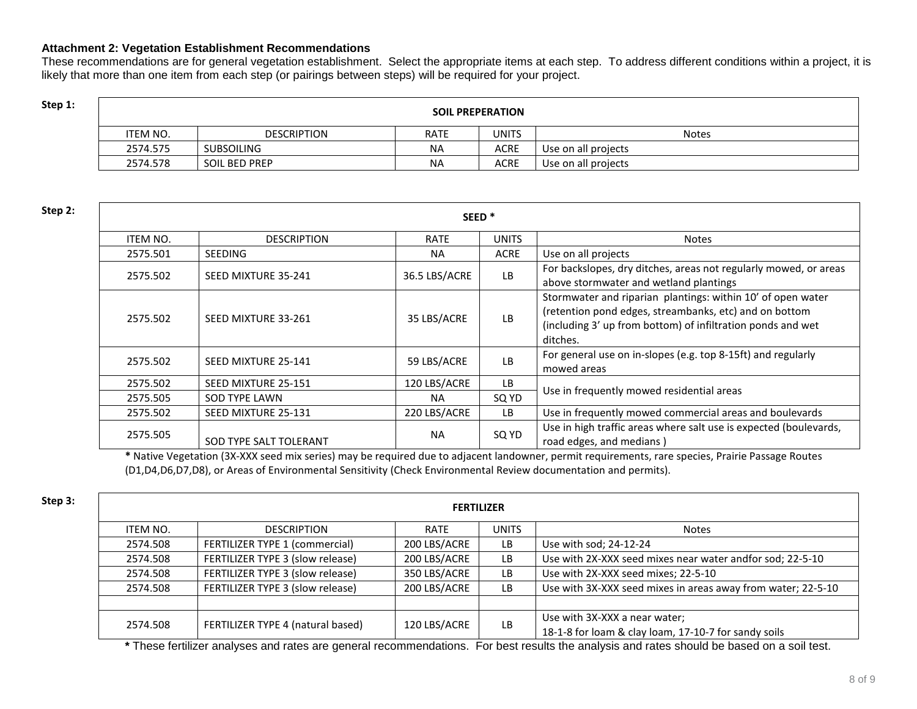**Attachment 2: Vegetation Establishment Recommendations**

These recommendations are for general vegetation establishment. Select the appropriate items at each step. To address different conditions within a project, it is likely that more than one item from each step (or pairings between steps) will be required for your project.

**Step 1:**

| SOIL PREPERATION | | | | |
|---|---|---|---|---|
| ITEM NO. | DESCRIPTION | RATE | UNITS | Notes |
| 2574.575 | SUBSOILING | NA | ACRE | Use on all projects |
| 2574.578 | SOIL BED PREP | NA | ACRE | Use on all projects |

**Step 2:**

| SEED * | | | | |
|---|---|---|---|---|
| ITEM NO. | DESCRIPTION | RATE | UNITS | Notes |
| 2575.501 | SEEDING | NA | ACRE | Use on all projects |
| 2575.502 | SEED MIXTURE 35-241 | 36.5 LBS/ACRE | LB | For backslopes, dry ditches, areas not regularly mowed, or areas above stormwater and wetland plantings |
| 2575.502 | SEED MIXTURE 33-261 | 35 LBS/ACRE | LB | Stormwater and riparian plantings: within 10' of open water (retention pond edges, streambanks, etc) and on bottom (including 3' up from bottom) of infiltration ponds and wet ditches. |
| 2575.502 | SEED MIXTURE 25-141 | 59 LBS/ACRE | LB | For general use on in-slopes (e.g. top 8-15ft) and regularly mowed areas |
| 2575.502 | SEED MIXTURE 25-151 | 120 LBS/ACRE | LB | Use in frequently mowed residential areas |
| 2575.505 | SOD TYPE LAWN | NA | SQ YD | |
| 2575.502 | SEED MIXTURE 25-131 | 220 LBS/ACRE | LB | Use in frequently mowed commercial areas and boulevards |
| 2575.505 | SOD TYPE SALT TOLERANT | NA | SQ YD | Use in high traffic areas where salt use is expected (boulevards, road edges, and medians ) |

**\*** Native Vegetation (3X-XXX seed mix series) may be required due to adjacent landowner, permit requirements, rare species, Prairie Passage Routes (D1,D4,D6,D7,D8), or Areas of Environmental Sensitivity (Check Environmental Review documentation and permits).

**Step 3:**

| FERTILIZER | | | | |
|---|---|---|---|---|
| ITEM NO. | DESCRIPTION | RATE | UNITS | Notes |
| 2574.508 | FERTILIZER TYPE 1 (commercial) | 200 LBS/ACRE | LB | Use with sod; 24-12-24 |
| 2574.508 | FERTILIZER TYPE 3 (slow release) | 200 LBS/ACRE | LB | Use with 2X-XXX seed mixes near water andfor sod; 22-5-10 |
| 2574.508 | FERTILIZER TYPE 3 (slow release) | 350 LBS/ACRE | LB | Use with 2X-XXX seed mixes; 22-5-10 |
| 2574.508 | FERTILIZER TYPE 3 (slow release) | 200 LBS/ACRE | LB | Use with 3X-XXX seed mixes in areas away from water; 22-5-10 |
| | | | | |
| 2574.508 | FERTILIZER TYPE 4 (natural based) | 120 LBS/ACRE | LB | Use with 3X-XXX a near water;<br>18-1-8 for loam & clay loam, 17-10-7 for sandy soils |

**\*** These fertilizer analyses and rates are general recommendations. For best results the analysis and rates should be based on a soil test.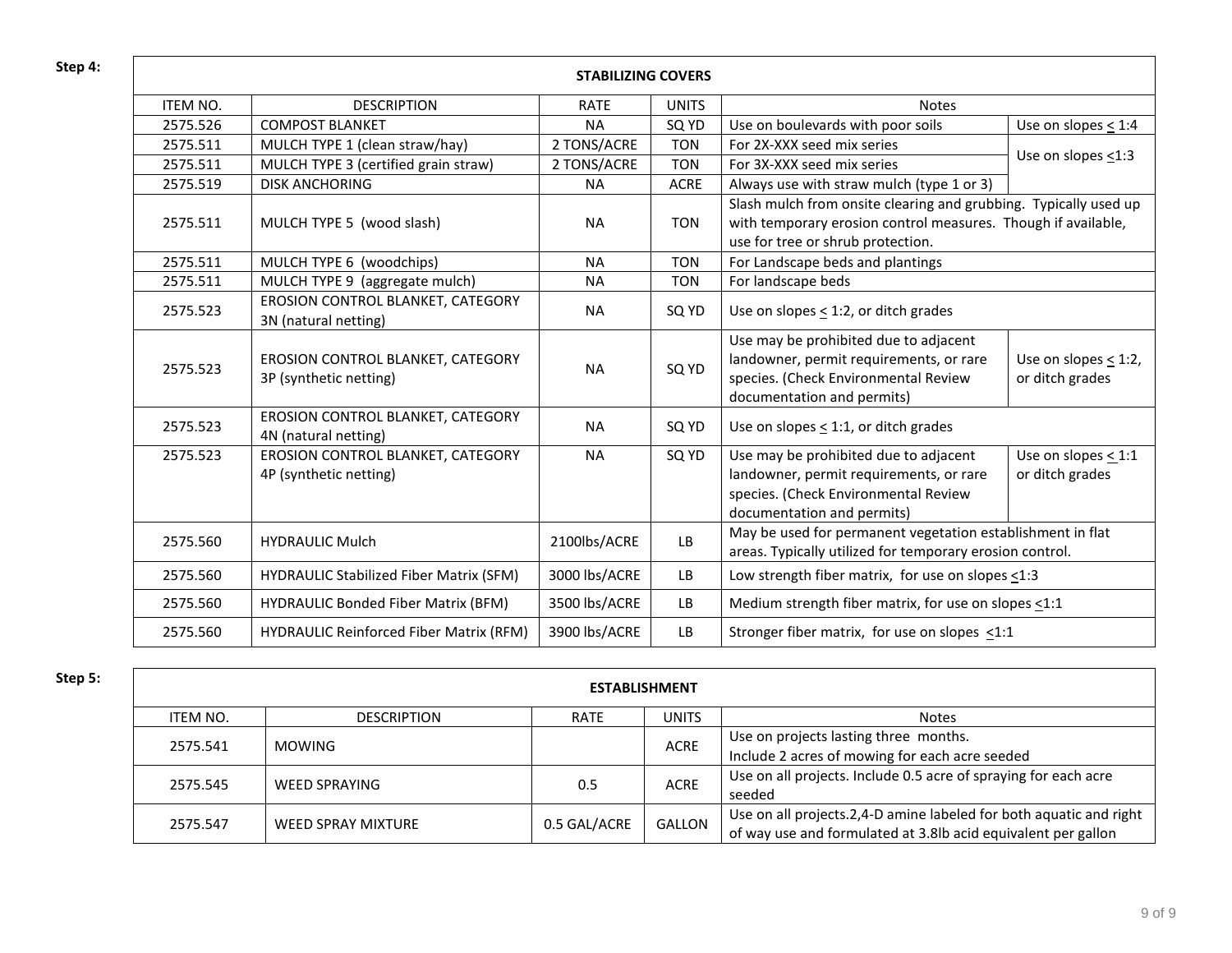**Step 4:**

| STABILIZING COVERS | | | | | |
|---|---|---|---|---|---|
| ITEM NO. | DESCRIPTION | RATE | UNITS | Notes | |
| 2575.526 | COMPOST BLANKET | NA | SQ YD | Use on boulevards with poor soils | Use on slopes ≤ 1:4 |
| 2575.511 | MULCH TYPE 1 (clean straw/hay) | 2 TONS/ACRE | TON | For 2X-XXX seed mix series | Use on slopes ≤1:3 |
| 2575.511 | MULCH TYPE 3 (certified grain straw) | 2 TONS/ACRE | TON | For 3X-XXX seed mix series | |
| 2575.519 | DISK ANCHORING | NA | ACRE | Always use with straw mulch (type 1 or 3) | |
| 2575.511 | MULCH TYPE 5 (wood slash) | NA | TON | Slash mulch from onsite clearing and grubbing. Typically used up with temporary erosion control measures. Though if available, use for tree or shrub protection. | |
| 2575.511 | MULCH TYPE 6 (woodchips) | NA | TON | For Landscape beds and plantings | |
| 2575.511 | MULCH TYPE 9 (aggregate mulch) | NA | TON | For landscape beds | |
| 2575.523 | EROSION CONTROL BLANKET, CATEGORY 3N (natural netting) | NA | SQ YD | Use on slopes ≤ 1:2, or ditch grades | |
| 2575.523 | EROSION CONTROL BLANKET, CATEGORY 3P (synthetic netting) | NA | SQ YD | Use may be prohibited due to adjacent landowner, permit requirements, or rare species. (Check Environmental Review documentation and permits) | Use on slopes ≤ 1:2, or ditch grades |
| 2575.523 | EROSION CONTROL BLANKET, CATEGORY 4N (natural netting) | NA | SQ YD | Use on slopes ≤ 1:1, or ditch grades | |
| 2575.523 | EROSION CONTROL BLANKET, CATEGORY 4P (synthetic netting) | NA | SQ YD | Use may be prohibited due to adjacent landowner, permit requirements, or rare species. (Check Environmental Review documentation and permits) | Use on slopes ≤ 1:1 or ditch grades |
| 2575.560 | HYDRAULIC Mulch | 2100lbs/ACRE | LB | May be used for permanent vegetation establishment in flat areas. Typically utilized for temporary erosion control. | |
| 2575.560 | HYDRAULIC Stabilized Fiber Matrix (SFM) | 3000 lbs/ACRE | LB | Low strength fiber matrix, for use on slopes ≤1:3 | |
| 2575.560 | HYDRAULIC Bonded Fiber Matrix (BFM) | 3500 lbs/ACRE | LB | Medium strength fiber matrix, for use on slopes ≤1:1 | |
| 2575.560 | HYDRAULIC Reinforced Fiber Matrix (RFM) | 3900 lbs/ACRE | LB | Stronger fiber matrix, for use on slopes ≤1:1 | |

**Step 5:**

| ESTABLISHMENT | | | | |
|---|---|---|---|---|
| ITEM NO. | DESCRIPTION | RATE | UNITS | Notes |
| 2575.541 | MOWING | | ACRE | Use on projects lasting three months. Include 2 acres of mowing for each acre seeded |
| 2575.545 | WEED SPRAYING | 0.5 | ACRE | Use on all projects. Include 0.5 acre of spraying for each acre seeded |
| 2575.547 | WEED SPRAY MIXTURE | 0.5 GAL/ACRE | GALLON | Use on all projects.2,4-D amine labeled for both aquatic and right of way use and formulated at 3.8lb acid equivalent per gallon |